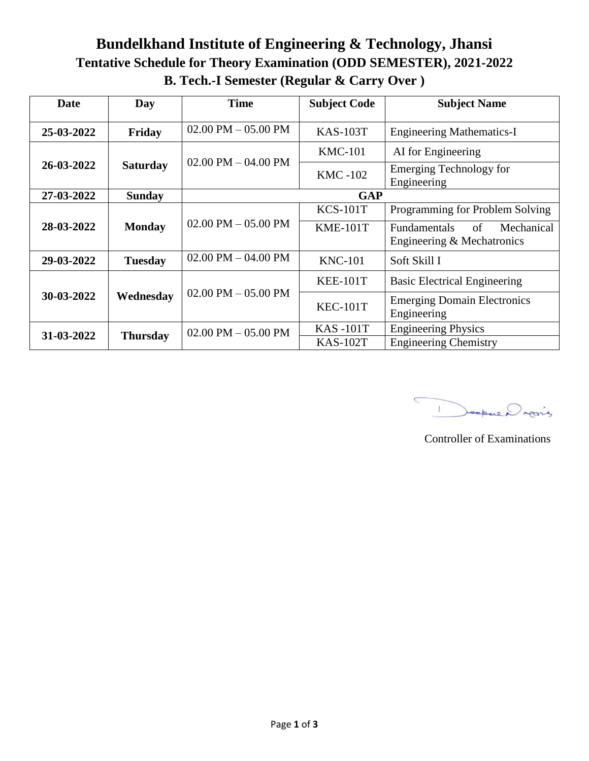# Bundelkhand Institute of Engineering & Technology, Jhansi

## Tentative Schedule for Theory Examination (ODD SEMESTER), 2021-2022

## B. Tech.-I Semester (Regular & Carry Over )

| Date | Day | Time | Subject Code | Subject Name |
|---|---|---|---|---|
| 25-03-2022 | Friday | 02.00 PM – 05.00 PM | KAS-103T | Engineering Mathematics-I |
| 26-03-2022 | Saturday | 02.00 PM – 04.00 PM | KMC-101 | AI for Engineering |
| | | | KMC -102 | Emerging Technology for Engineering |
| 27-03-2022 | Sunday | GAP | | |
| 28-03-2022 | Monday | 02.00 PM – 05.00 PM | KCS-101T | Programming for Problem Solving |
| | | | KME-101T | Fundamentals of Mechanical Engineering & Mechatronics |
| 29-03-2022 | Tuesday | 02.00 PM – 04.00 PM | KNC-101 | Soft Skill I |
| 30-03-2022 | Wednesday | 02.00 PM – 05.00 PM | KEE-101T | Basic Electrical Engineering |
| | | | KEC-101T | Emerging Domain Electronics Engineering |
| 31-03-2022 | Thursday | 02.00 PM – 05.00 PM | KAS -101T | Engineering Physics |
| | | | KAS-102T | Engineering Chemistry |

Controller of Examinations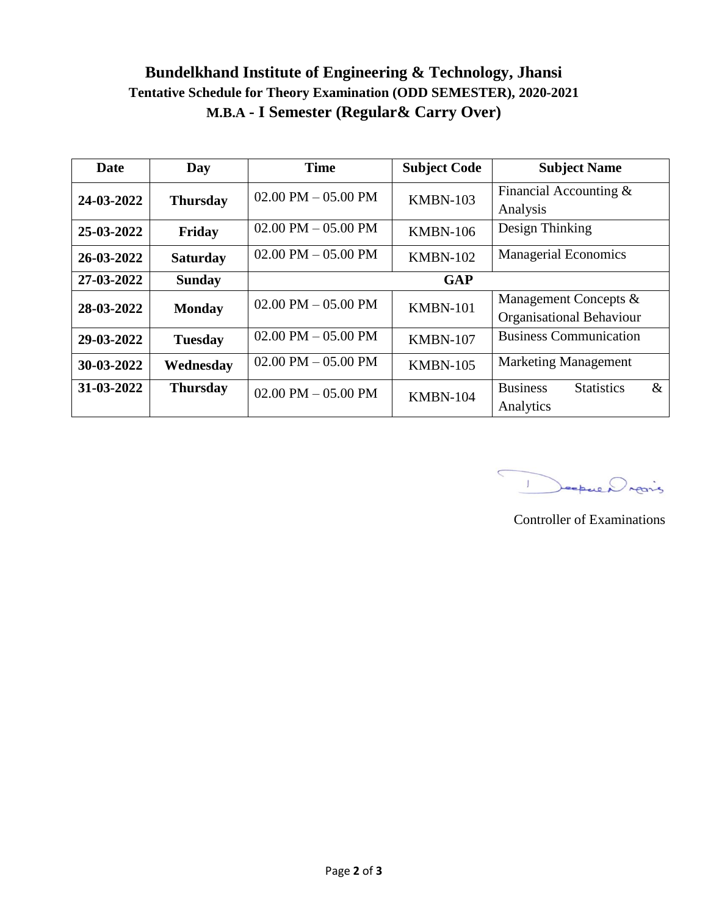# Bundelkhand Institute of Engineering & Technology, Jhansi

## Tentative Schedule for Theory Examination (ODD SEMESTER), 2020-2021

## M.B.A - I Semester (Regular& Carry Over)

| Date | Day | Time | Subject Code | Subject Name |
|---|---|---|---|---|
| 24-03-2022 | Thursday | 02.00 PM – 05.00 PM | KMBN-103 | Financial Accounting & Analysis |
| 25-03-2022 | Friday | 02.00 PM – 05.00 PM | KMBN-106 | Design Thinking |
| 26-03-2022 | Saturday | 02.00 PM – 05.00 PM | KMBN-102 | Managerial Economics |
| 27-03-2022 | Sunday | GAP | | |
| 28-03-2022 | Monday | 02.00 PM – 05.00 PM | KMBN-101 | Management Concepts & Organisational Behaviour |
| 29-03-2022 | Tuesday | 02.00 PM – 05.00 PM | KMBN-107 | Business Communication |
| 30-03-2022 | Wednesday | 02.00 PM – 05.00 PM | KMBN-105 | Marketing Management |
| 31-03-2022 | Thursday | 02.00 PM – 05.00 PM | KMBN-104 | Business Statistics & Analytics |

Controller of Examinations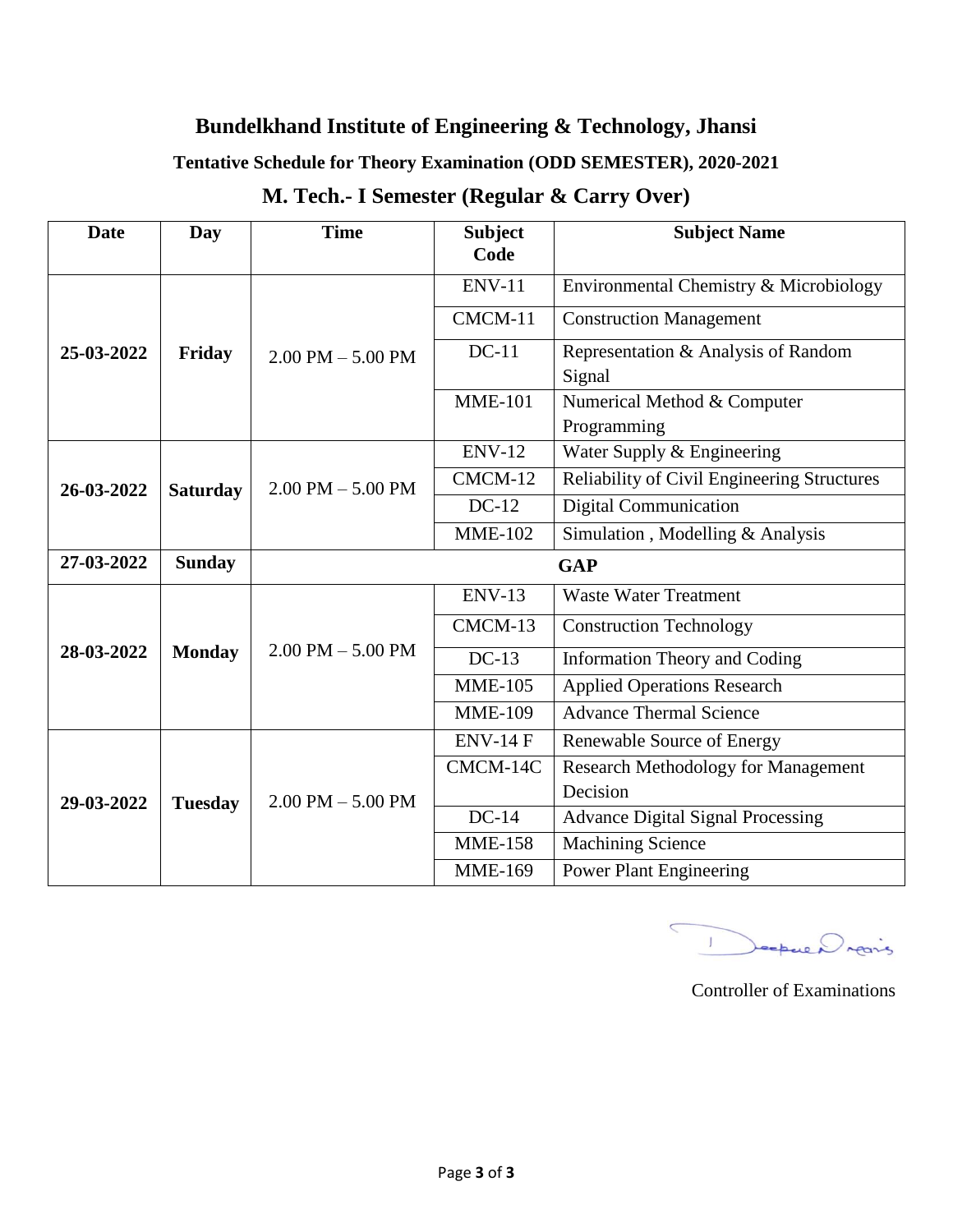# Bundelkhand Institute of Engineering & Technology, Jhansi

### Tentative Schedule for Theory Examination (ODD SEMESTER), 2020-2021

## M. Tech.- I Semester (Regular & Carry Over)

| Date | Day | Time | Subject Code | Subject Name |
|---|---|---|---|---|
| 25-03-2022 | Friday | 2.00 PM – 5.00 PM | ENV-11 | Environmental Chemistry & Microbiology |
| | | | CMCM-11 | Construction Management |
| | | | DC-11 | Representation & Analysis of Random Signal |
| | | | MME-101 | Numerical Method & Computer Programming |
| 26-03-2022 | Saturday | 2.00 PM – 5.00 PM | ENV-12 | Water Supply & Engineering |
| | | | CMCM-12 | Reliability of Civil Engineering Structures |
| | | | DC-12 | Digital Communication |
| | | | MME-102 | Simulation , Modelling & Analysis |
| 27-03-2022 | Sunday | GAP | | |
| 28-03-2022 | Monday | 2.00 PM – 5.00 PM | ENV-13 | Waste Water Treatment |
| | | | CMCM-13 | Construction Technology |
| | | | DC-13 | Information Theory and Coding |
| | | | MME-105 | Applied Operations Research |
| | | | MME-109 | Advance Thermal Science |
| 29-03-2022 | Tuesday | 2.00 PM – 5.00 PM | ENV-14 F | Renewable Source of Energy |
| | | | CMCM-14C | Research Methodology for Management Decision |
| | | | DC-14 | Advance Digital Signal Processing |
| | | | MME-158 | Machining Science |
| | | | MME-169 | Power Plant Engineering |

Controller of Examinations